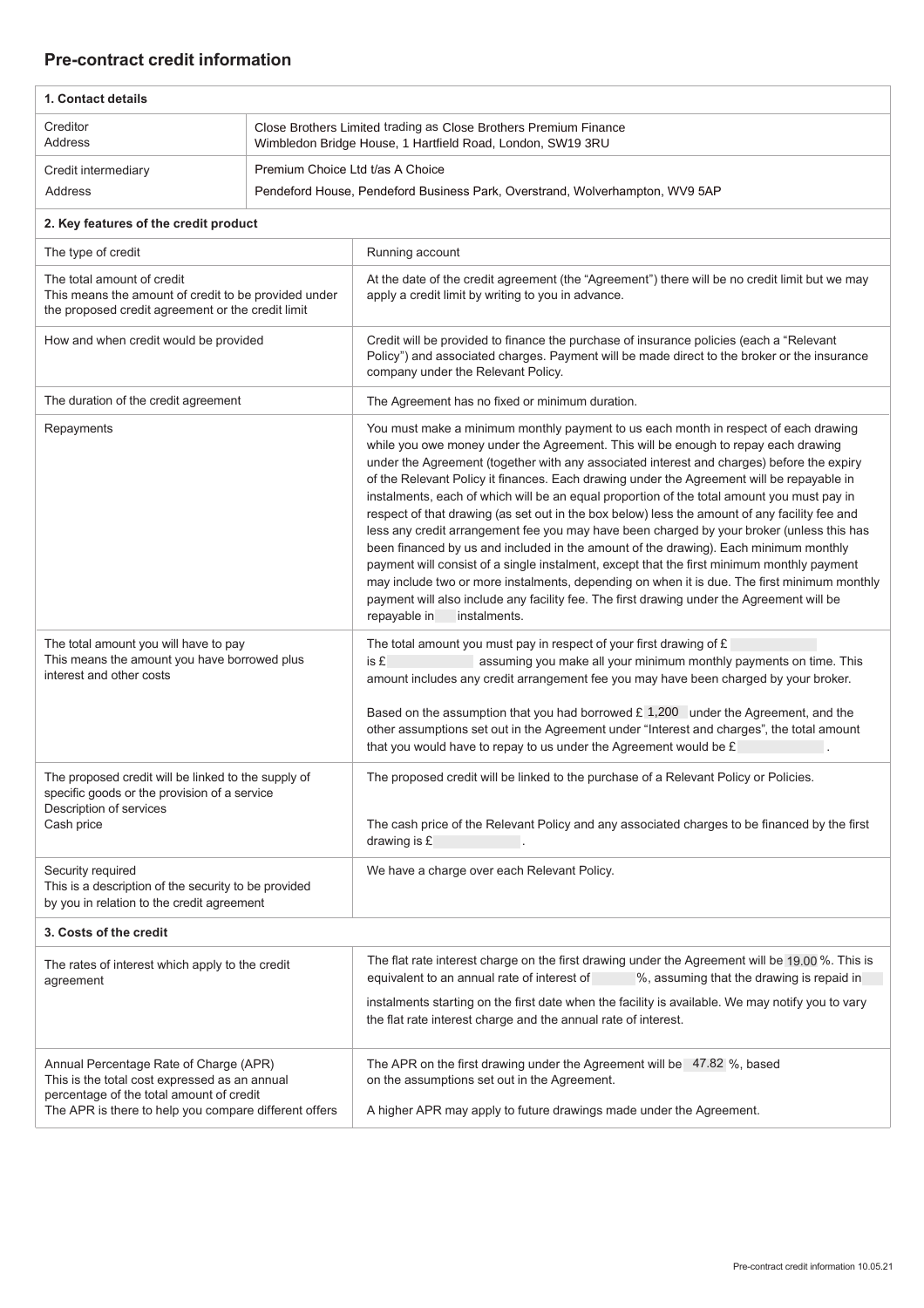## Pre-contract credit information

| **1. Contact details** | |
|---|---|
| Creditor<br>Address | Close Brothers Limited trading as Close Brothers Premium Finance<br>Wimbledon Bridge House, 1 Hartfield Road, London, SW19 3RU |
| Credit intermediary<br>Address | Premium Choice Ltd t/as A Choice<br>Pendeford House, Pendeford Business Park, Overstrand, Wolverhampton, WV9 5AP |

| **2. Key features of the credit product** | |
|---|---|
| The type of credit | Running account |
| The total amount of credit<br>This means the amount of credit to be provided under the proposed credit agreement or the credit limit | At the date of the credit agreement (the "Agreement") there will be no credit limit but we may apply a credit limit by writing to you in advance. |
| How and when credit would be provided | Credit will be provided to finance the purchase of insurance policies (each a "Relevant Policy") and associated charges. Payment will be made direct to the broker or the insurance company under the Relevant Policy. |
| The duration of the credit agreement | The Agreement has no fixed or minimum duration. |
| Repayments | You must make a minimum monthly payment to us each month in respect of each drawing while you owe money under the Agreement. This will be enough to repay each drawing under the Agreement (together with any associated interest and charges) before the expiry of the Relevant Policy it finances. Each drawing under the Agreement will be repayable in instalments, each of which will be an equal proportion of the total amount you must pay in respect of that drawing (as set out in the box below) less the amount of any facility fee and less any credit arrangement fee you may have been charged by your broker (unless this has been financed by us and included in the amount of the drawing). Each minimum monthly payment will consist of a single instalment, except that the first minimum monthly payment may include two or more instalments, depending on when it is due. The first minimum monthly payment will also include any facility fee. The first drawing under the Agreement will be repayable in ___ instalments. |
| The total amount you will have to pay<br>This means the amount you have borrowed plus interest and other costs | The total amount you must pay in respect of your first drawing of £ ___ is £ ___ assuming you make all your minimum monthly payments on time. This amount includes any credit arrangement fee you may have been charged by your broker.<br><br>Based on the assumption that you had borrowed £ 1,200 under the Agreement, and the other assumptions set out in the Agreement under "Interest and charges", the total amount that you would have to repay to us under the Agreement would be £ ___ . |
| The proposed credit will be linked to the supply of specific goods or the provision of a service<br>Description of services<br>Cash price | The proposed credit will be linked to the purchase of a Relevant Policy or Policies.<br><br>The cash price of the Relevant Policy and any associated charges to be financed by the first drawing is £ ___ . |
| Security required<br>This is a description of the security to be provided by you in relation to the credit agreement | We have a charge over each Relevant Policy. |

| **3. Costs of the credit** | |
|---|---|
| The rates of interest which apply to the credit agreement | The flat rate interest charge on the first drawing under the Agreement will be 19.00 %. This is equivalent to an annual rate of interest of ___ %, assuming that the drawing is repaid in ___ instalments starting on the first date when the facility is available. We may notify you to vary the flat rate interest charge and the annual rate of interest. |
| Annual Percentage Rate of Charge (APR)<br>This is the total cost expressed as an annual percentage of the total amount of credit<br>The APR is there to help you compare different offers | The APR on the first drawing under the Agreement will be 47.82 %, based on the assumptions set out in the Agreement.<br><br>A higher APR may apply to future drawings made under the Agreement. |

Pre-contract credit information 10.05.21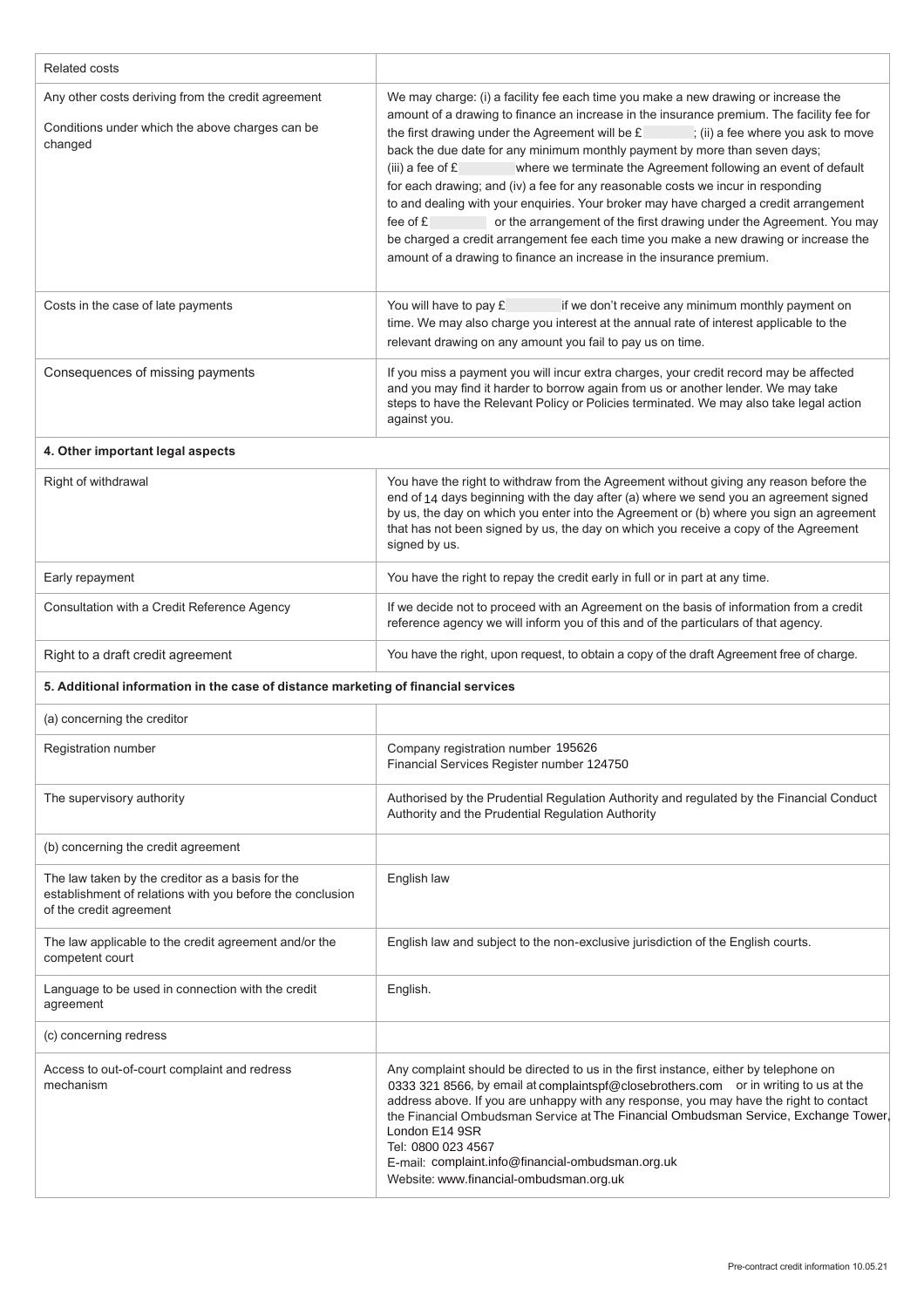| | |
|---|---|
| Related costs | |
| Any other costs deriving from the credit agreement<br><br>Conditions under which the above charges can be changed | We may charge: (i) a facility fee each time you make a new drawing or increase the amount of a drawing to finance an increase in the insurance premium. The facility fee for the first drawing under the Agreement will be £ ; (ii) a fee where you ask to move back the due date for any minimum monthly payment by more than seven days; (iii) a fee of £ where we terminate the Agreement following an event of default for each drawing; and (iv) a fee for any reasonable costs we incur in responding to and dealing with your enquiries. Your broker may have charged a credit arrangement fee of £ or the arrangement of the first drawing under the Agreement. You may be charged a credit arrangement fee each time you make a new drawing or increase the amount of a drawing to finance an increase in the insurance premium. |
| Costs in the case of late payments | You will have to pay £ if we don't receive any minimum monthly payment on time. We may also charge you interest at the annual rate of interest applicable to the relevant drawing on any amount you fail to pay us on time. |
| Consequences of missing payments | If you miss a payment you will incur extra charges, your credit record may be affected and you may find it harder to borrow again from us or another lender. We may take steps to have the Relevant Policy or Policies terminated. We may also take legal action against you. |
| **4. Other important legal aspects** | |
| Right of withdrawal | You have the right to withdraw from the Agreement without giving any reason before the end of 14 days beginning with the day after (a) where we send you an agreement signed by us, the day on which you enter into the Agreement or (b) where you sign an agreement that has not been signed by us, the day on which you receive a copy of the Agreement signed by us. |
| Early repayment | You have the right to repay the credit early in full or in part at any time. |
| Consultation with a Credit Reference Agency | If we decide not to proceed with an Agreement on the basis of information from a credit reference agency we will inform you of this and of the particulars of that agency. |
| Right to a draft credit agreement | You have the right, upon request, to obtain a copy of the draft Agreement free of charge. |
| **5. Additional information in the case of distance marketing of financial services** | |
| (a) concerning the creditor | |
| Registration number | Company registration number 195626<br>Financial Services Register number 124750 |
| The supervisory authority | Authorised by the Prudential Regulation Authority and regulated by the Financial Conduct Authority and the Prudential Regulation Authority |
| (b) concerning the credit agreement | |
| The law taken by the creditor as a basis for the establishment of relations with you before the conclusion of the credit agreement | English law |
| The law applicable to the credit agreement and/or the competent court | English law and subject to the non-exclusive jurisdiction of the English courts. |
| Language to be used in connection with the credit agreement | English. |
| (c) concerning redress | |
| Access to out-of-court complaint and redress mechanism | Any complaint should be directed to us in the first instance, either by telephone on 0333 321 8566, by email at complaintspf@closebrothers.com or in writing to us at the address above. If you are unhappy with any response, you may have the right to contact the Financial Ombudsman Service at The Financial Ombudsman Service, Exchange Tower, London E14 9SR<br>Tel: 0800 023 4567<br>E-mail: complaint.info@financial-ombudsman.org.uk<br>Website: www.financial-ombudsman.org.uk |

Pre-contract credit information 10.05.21